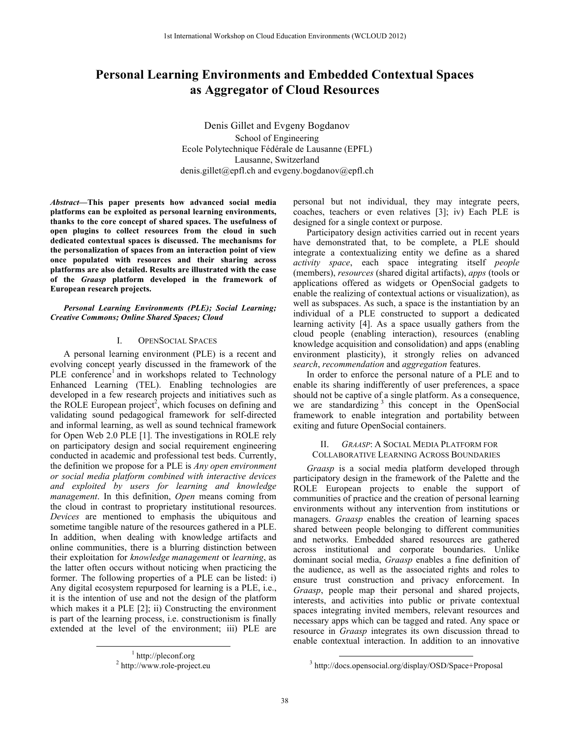# Personal Learning Environments and Embedded Contextual Spaces as Aggregator of Cloud Resources

Denis Gillet and Evgeny Bogdanov
School of Engineering
Ecole Polytechnique Fédérale de Lausanne (EPFL)
Lausanne, Switzerland
denis.gillet@epfl.ch and evgeny.bogdanov@epfl.ch

***Abstract*—This paper presents how advanced social media platforms can be exploited as personal learning environments, thanks to the core concept of shared spaces. The usefulness of open plugins to collect resources from the cloud in such dedicated contextual spaces is discussed. The mechanisms for the personalization of spaces from an interaction point of view once populated with resources and their sharing across platforms are also detailed. Results are illustrated with the case of the *Graasp* platform developed in the framework of European research projects.**

***Personal Learning Environments (PLE); Social Learning; Creative Commons; Online Shared Spaces; Cloud***

## I. OpenSocial Spaces

A personal learning environment (PLE) is a recent and evolving concept yearly discussed in the framework of the PLE conference[1] and in workshops related to Technology Enhanced Learning (TEL). Enabling technologies are developed in a few research projects and initiatives such as the ROLE European project[2], which focuses on defining and validating sound pedagogical framework for self-directed and informal learning, as well as sound technical framework for Open Web 2.0 PLE [1]. The investigations in ROLE rely on participatory design and social requirement engineering conducted in academic and professional test beds. Currently, the definition we propose for a PLE is *Any open environment or social media platform combined with interactive devices and exploited by users for learning and knowledge management*. In this definition, *Open* means coming from the cloud in contrast to proprietary institutional resources. *Devices* are mentioned to emphasis the ubiquitous and sometime tangible nature of the resources gathered in a PLE. In addition, when dealing with knowledge artifacts and online communities, there is a blurring distinction between their exploitation for *knowledge management* or *learning*, as the latter often occurs without noticing when practicing the former. The following properties of a PLE can be listed: i) Any digital ecosystem repurposed for learning is a PLE, i.e., it is the intention of use and not the design of the platform which makes it a PLE [2]; ii) Constructing the environment is part of the learning process, i.e. constructionism is finally extended at the level of the environment; iii) PLE are personal but not individual, they may integrate peers, coaches, teachers or even relatives [3]; iv) Each PLE is designed for a single context or purpose.

Participatory design activities carried out in recent years have demonstrated that, to be complete, a PLE should integrate a contextualizing entity we define as a shared *activity space*, each space integrating itself *people* (members), *resources* (shared digital artifacts), *apps* (tools or applications offered as widgets or OpenSocial gadgets to enable the realizing of contextual actions or visualization), as well as subspaces. As such, a space is the instantiation by an individual of a PLE constructed to support a dedicated learning activity [4]. As a space usually gathers from the cloud people (enabling interaction), resources (enabling knowledge acquisition and consolidation) and apps (enabling environment plasticity), it strongly relies on advanced *search*, *recommendation* and *aggregation* features.

In order to enforce the personal nature of a PLE and to enable its sharing indifferently of user preferences, a space should not be captive of a single platform. As a consequence, we are standardizing[3] this concept in the OpenSocial framework to enable integration and portability between exiting and future OpenSocial containers.

## II. *Graasp*: A Social Media Platform for Collaborative Learning Across Boundaries

*Graasp* is a social media platform developed through participatory design in the framework of the Palette and the ROLE European projects to enable the support of communities of practice and the creation of personal learning environments without any intervention from institutions or managers. *Graasp* enables the creation of learning spaces shared between people belonging to different communities and networks. Embedded shared resources are gathered across institutional and corporate boundaries. Unlike dominant social media, *Graasp* enables a fine definition of the audience, as well as the associated rights and roles to ensure trust construction and privacy enforcement. In *Graasp*, people map their personal and shared projects, interests, and activities into public or private contextual spaces integrating invited members, relevant resources and necessary apps which can be tagged and rated. Any space or resource in *Graasp* integrates its own discussion thread to enable contextual interaction. In addition to an innovative

[1] http://pleconf.org
[2] http://www.role-project.eu
[3] http://docs.opensocial.org/display/OSD/Space+Proposal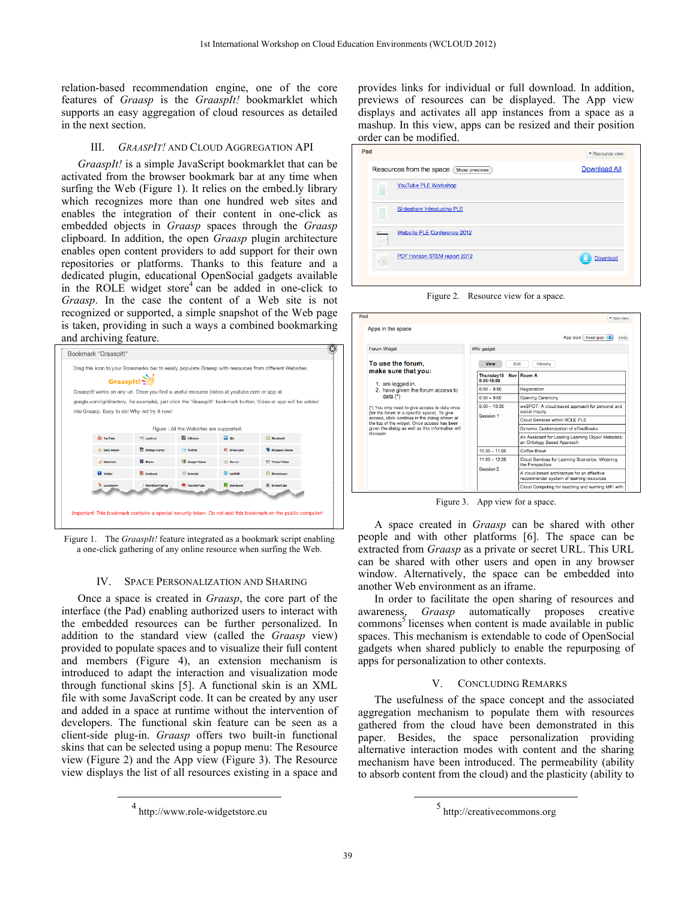relation-based recommendation engine, one of the core features of *Graasp* is the *GraaspIt!* bookmarklet which supports an easy aggregation of cloud resources as detailed in the next section.

## III. *GRAASPIT!* AND CLOUD AGGREGATION API

*GraaspIt!* is a simple JavaScript bookmarklet that can be activated from the browser bookmark bar at any time when surfing the Web (Figure 1). It relies on the embed.ly library which recognizes more than one hundred web sites and enables the integration of their content in one-click as embedded objects in *Graasp* spaces through the *Graasp* clipboard. In addition, the open *Graasp* plugin architecture enables open content providers to add support for their own repositories or platforms. Thanks to this feature and a dedicated plugin, educational OpenSocial gadgets available in the ROLE widget store[4] can be added in one-click to *Graasp*. In the case the content of a Web site is not recognized or supported, a simple snapshot of the Web page is taken, providing in such a ways a combined bookmarking and archiving feature.

Figure 1. The *GraaspIt!* feature integrated as a bookmark script enabling a one-click gathering of any online resource when surfing the Web.

## IV. SPACE PERSONALIZATION AND SHARING

Once a space is created in *Graasp*, the core part of the interface (the Pad) enabling authorized users to interact with the embedded resources can be further personalized. In addition to the standard view (called the *Graasp* view) provided to populate spaces and to visualize their full content and members (Figure 4), an extension mechanism is introduced to adapt the interaction and visualization mode through functional skins [5]. A functional skin is an XML file with some JavaScript code. It can be created by any user and added in a space at runtime without the intervention of developers. The functional skin feature can be seen as a client-side plug-in. *Graasp* offers two built-in functional skins that can be selected using a popup menu: The Resource view (Figure 2) and the App view (Figure 3). The Resource view displays the list of all resources existing in a space and provides links for individual or full download. In addition, previews of resources can be displayed. The App view displays and activates all app instances from a space as a mashup. In this view, apps can be resized and their position order can be modified.

Figure 2. Resource view for a space.

Figure 3. App view for a space.

A space created in *Graasp* can be shared with other people and with other platforms [6]. The space can be extracted from *Graasp* as a private or secret URL. This URL can be shared with other users and open in any browser window. Alternatively, the space can be embedded into another Web environment as an iframe.

In order to facilitate the open sharing of resources and awareness, *Graasp* automatically proposes creative commons[5] licenses when content is made available in public spaces. This mechanism is extendable to code of OpenSocial gadgets when shared publicly to enable the repurposing of apps for personalization to other contexts.

## V. CONCLUDING REMARKS

The usefulness of the space concept and the associated aggregation mechanism to populate them with resources gathered from the cloud have been demonstrated in this paper. Besides, the space personalization providing alternative interaction modes with content and the sharing mechanism have been introduced. The permeability (ability to absorb content from the cloud) and the plasticity (ability to

---

[4] http://www.role-widgetstore.eu

[5] http://creativecommons.org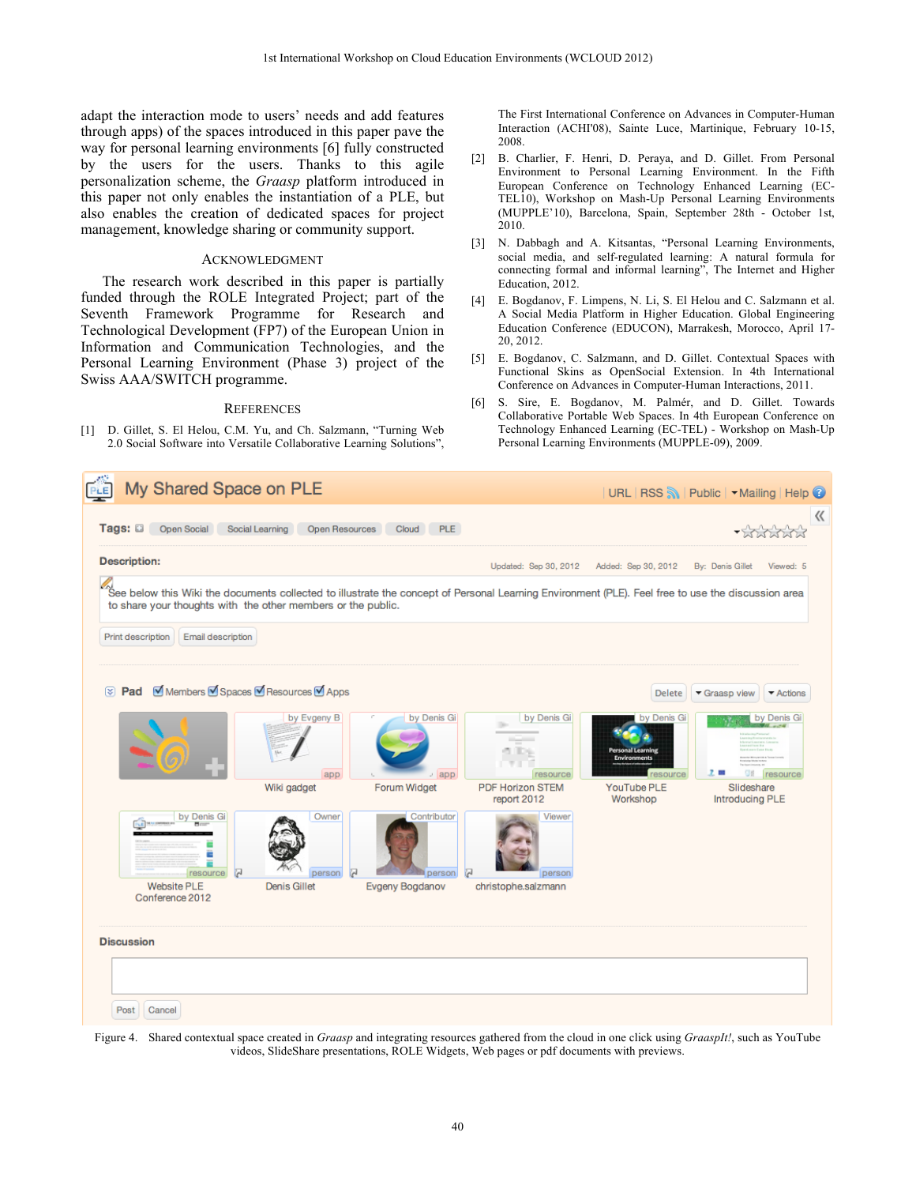adapt the interaction mode to users' needs and add features through apps) of the spaces introduced in this paper pave the way for personal learning environments [6] fully constructed by the users for the users. Thanks to this agile personalization scheme, the *Graasp* platform introduced in this paper not only enables the instantiation of a PLE, but also enables the creation of dedicated spaces for project management, knowledge sharing or community support.

## ACKNOWLEDGMENT

The research work described in this paper is partially funded through the ROLE Integrated Project; part of the Seventh Framework Programme for Research and Technological Development (FP7) of the European Union in Information and Communication Technologies, and the Personal Learning Environment (Phase 3) project of the Swiss AAA/SWITCH programme.

## REFERENCES

[1] D. Gillet, S. El Helou, C.M. Yu, and Ch. Salzmann, "Turning Web 2.0 Social Software into Versatile Collaborative Learning Solutions", The First International Conference on Advances in Computer-Human Interaction (ACHI'08), Sainte Luce, Martinique, February 10-15, 2008.

[2] B. Charlier, F. Henri, D. Peraya, and D. Gillet. From Personal Environment to Personal Learning Environment. In the Fifth European Conference on Technology Enhanced Learning (EC-TEL10), Workshop on Mash-Up Personal Learning Environments (MUPPLE'10), Barcelona, Spain, September 28th - October 1st, 2010.

[3] N. Dabbagh and A. Kitsantas, "Personal Learning Environments, social media, and self-regulated learning: A natural formula for connecting formal and informal learning", The Internet and Higher Education, 2012.

[4] E. Bogdanov, F. Limpens, N. Li, S. El Helou and C. Salzmann et al. A Social Media Platform in Higher Education. Global Engineering Education Conference (EDUCON), Marrakesh, Morocco, April 17-20, 2012.

[5] E. Bogdanov, C. Salzmann, and D. Gillet. Contextual Spaces with Functional Skins as OpenSocial Extension. In 4th International Conference on Advances in Computer-Human Interactions, 2011.

[6] S. Sire, E. Bogdanov, M. Palmér, and D. Gillet. Towards Collaborative Portable Web Spaces. In 4th European Conference on Technology Enhanced Learning (EC-TEL) - Workshop on Mash-Up Personal Learning Environments (MUPPLE-09), 2009.

Figure 4. Shared contextual space created in *Graasp* and integrating resources gathered from the cloud in one click using *GraaspIt!*, such as YouTube videos, SlideShare presentations, ROLE Widgets, Web pages or pdf documents with previews.